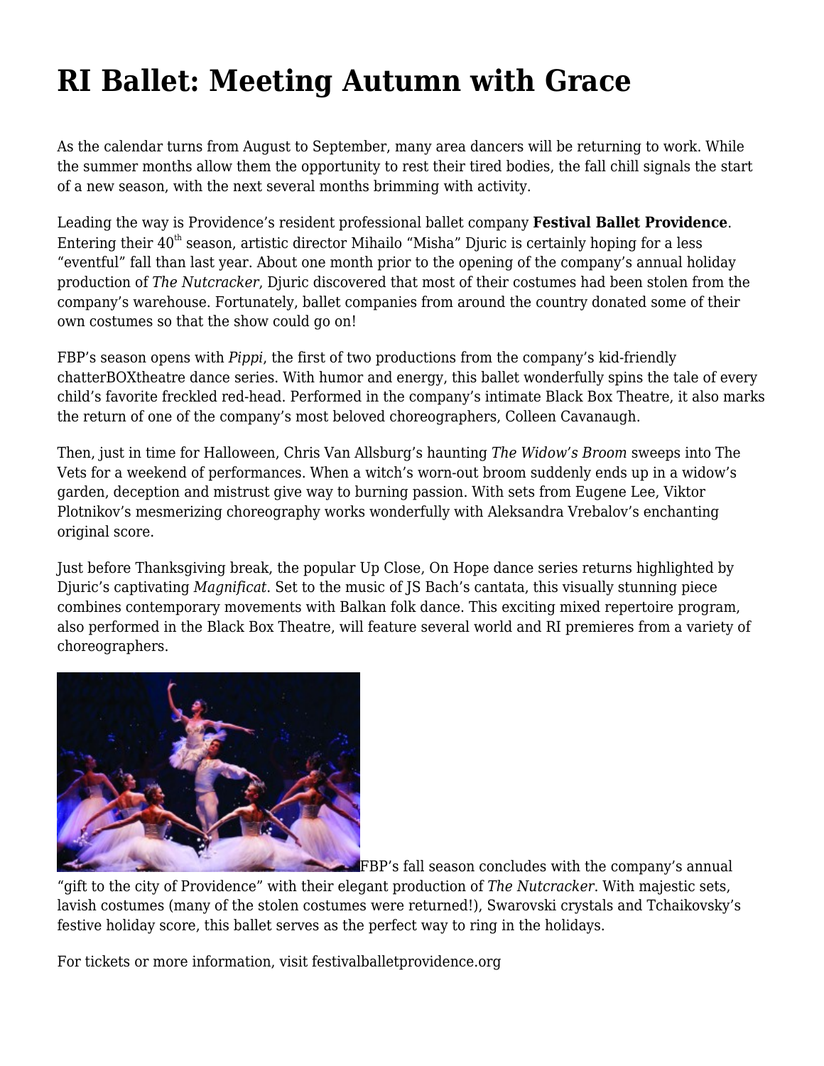# RI Ballet: Meeting Autumn with Grace

As the calendar turns from August to September, many area dancers will be returning to work. While the summer months allow them the opportunity to rest their tired bodies, the fall chill signals the start of a new season, with the next several months brimming with activity.

Leading the way is Providence's resident professional ballet company **Festival Ballet Providence**. Entering their 40th season, artistic director Mihailo "Misha" Djuric is certainly hoping for a less "eventful" fall than last year. About one month prior to the opening of the company's annual holiday production of *The Nutcracker*, Djuric discovered that most of their costumes had been stolen from the company's warehouse. Fortunately, ballet companies from around the country donated some of their own costumes so that the show could go on!

FBP's season opens with *Pippi*, the first of two productions from the company's kid-friendly chatterBOXtheatre dance series. With humor and energy, this ballet wonderfully spins the tale of every child's favorite freckled red-head. Performed in the company's intimate Black Box Theatre, it also marks the return of one of the company's most beloved choreographers, Colleen Cavanaugh.

Then, just in time for Halloween, Chris Van Allsburg's haunting *The Widow's Broom* sweeps into The Vets for a weekend of performances. When a witch's worn-out broom suddenly ends up in a widow's garden, deception and mistrust give way to burning passion. With sets from Eugene Lee, Viktor Plotnikov's mesmerizing choreography works wonderfully with Aleksandra Vrebalov's enchanting original score.

Just before Thanksgiving break, the popular Up Close, On Hope dance series returns highlighted by Djuric's captivating *Magnificat*. Set to the music of JS Bach's cantata, this visually stunning piece combines contemporary movements with Balkan folk dance. This exciting mixed repertoire program, also performed in the Black Box Theatre, will feature several world and RI premieres from a variety of choreographers.

FBP's fall season concludes with the company's annual "gift to the city of Providence" with their elegant production of *The Nutcracker*. With majestic sets, lavish costumes (many of the stolen costumes were returned!), Swarovski crystals and Tchaikovsky's festive holiday score, this ballet serves as the perfect way to ring in the holidays.

For tickets or more information, visit festivalballetprovidence.org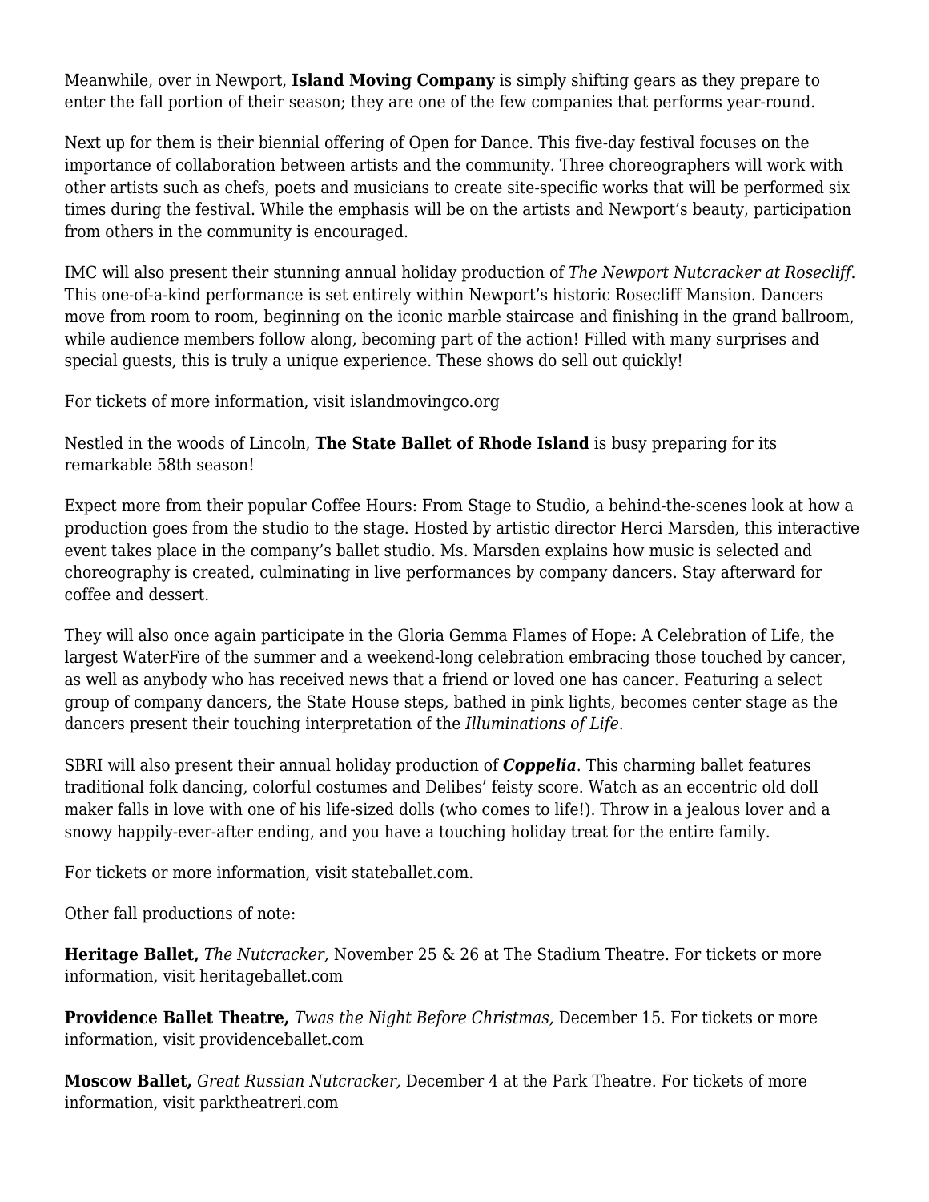Meanwhile, over in Newport, **Island Moving Company** is simply shifting gears as they prepare to enter the fall portion of their season; they are one of the few companies that performs year-round.

Next up for them is their biennial offering of Open for Dance. This five-day festival focuses on the importance of collaboration between artists and the community. Three choreographers will work with other artists such as chefs, poets and musicians to create site-specific works that will be performed six times during the festival. While the emphasis will be on the artists and Newport's beauty, participation from others in the community is encouraged.

IMC will also present their stunning annual holiday production of *The Newport Nutcracker at Rosecliff*. This one-of-a-kind performance is set entirely within Newport's historic Rosecliff Mansion. Dancers move from room to room, beginning on the iconic marble staircase and finishing in the grand ballroom, while audience members follow along, becoming part of the action! Filled with many surprises and special guests, this is truly a unique experience. These shows do sell out quickly!

For tickets of more information, visit islandmovingco.org

Nestled in the woods of Lincoln, **The State Ballet of Rhode Island** is busy preparing for its remarkable 58th season!

Expect more from their popular Coffee Hours: From Stage to Studio, a behind-the-scenes look at how a production goes from the studio to the stage. Hosted by artistic director Herci Marsden, this interactive event takes place in the company's ballet studio. Ms. Marsden explains how music is selected and choreography is created, culminating in live performances by company dancers. Stay afterward for coffee and dessert.

They will also once again participate in the Gloria Gemma Flames of Hope: A Celebration of Life, the largest WaterFire of the summer and a weekend-long celebration embracing those touched by cancer, as well as anybody who has received news that a friend or loved one has cancer. Featuring a select group of company dancers, the State House steps, bathed in pink lights, becomes center stage as the dancers present their touching interpretation of the *Illuminations of Life*.

SBRI will also present their annual holiday production of ***Coppelia***. This charming ballet features traditional folk dancing, colorful costumes and Delibes' feisty score. Watch as an eccentric old doll maker falls in love with one of his life-sized dolls (who comes to life!). Throw in a jealous lover and a snowy happily-ever-after ending, and you have a touching holiday treat for the entire family.

For tickets or more information, visit stateballet.com.

Other fall productions of note:

**Heritage Ballet,** *The Nutcracker,* November 25 & 26 at The Stadium Theatre. For tickets or more information, visit heritageballet.com

**Providence Ballet Theatre,** *Twas the Night Before Christmas,* December 15. For tickets or more information, visit providenceballet.com

**Moscow Ballet,** *Great Russian Nutcracker,* December 4 at the Park Theatre. For tickets of more information, visit parktheatreri.com